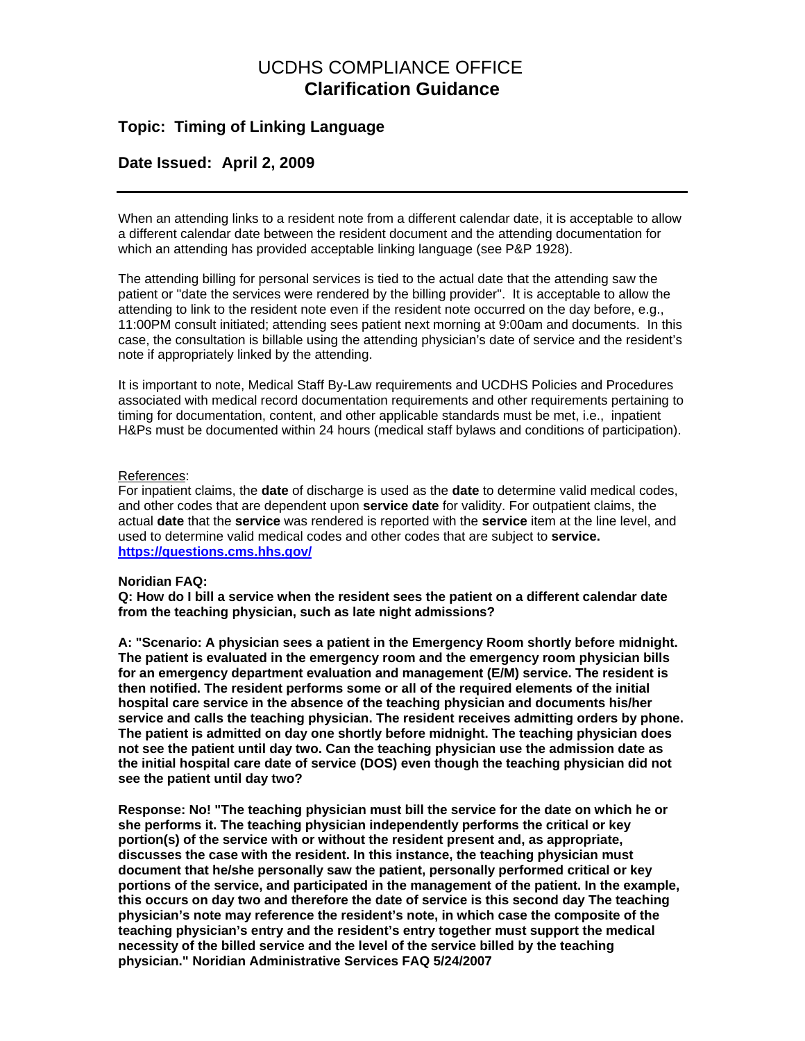# UCDHS COMPLIANCE OFFICE
# **Clarification Guidance**

## Topic: Timing of Linking Language

## Date Issued: April 2, 2009

---

When an attending links to a resident note from a different calendar date, it is acceptable to allow a different calendar date between the resident document and the attending documentation for which an attending has provided acceptable linking language (see P&P 1928).

The attending billing for personal services is tied to the actual date that the attending saw the patient or "date the services were rendered by the billing provider". It is acceptable to allow the attending to link to the resident note even if the resident note occurred on the day before, e.g., 11:00PM consult initiated; attending sees patient next morning at 9:00am and documents. In this case, the consultation is billable using the attending physician's date of service and the resident's note if appropriately linked by the attending.

It is important to note, Medical Staff By-Law requirements and UCDHS Policies and Procedures associated with medical record documentation requirements and other requirements pertaining to timing for documentation, content, and other applicable standards must be met, i.e., inpatient H&Ps must be documented within 24 hours (medical staff bylaws and conditions of participation).

References:
For inpatient claims, the **date** of discharge is used as the **date** to determine valid medical codes, and other codes that are dependent upon **service date** for validity. For outpatient claims, the actual **date** that the **service** was rendered is reported with the **service** item at the line level, and used to determine valid medical codes and other codes that are subject to **service.**
**https://questions.cms.hhs.gov/**

**Noridian FAQ:**
**Q: How do I bill a service when the resident sees the patient on a different calendar date from the teaching physician, such as late night admissions?**

**A: "Scenario: A physician sees a patient in the Emergency Room shortly before midnight. The patient is evaluated in the emergency room and the emergency room physician bills for an emergency department evaluation and management (E/M) service. The resident is then notified. The resident performs some or all of the required elements of the initial hospital care service in the absence of the teaching physician and documents his/her service and calls the teaching physician. The resident receives admitting orders by phone. The patient is admitted on day one shortly before midnight. The teaching physician does not see the patient until day two. Can the teaching physician use the admission date as the initial hospital care date of service (DOS) even though the teaching physician did not see the patient until day two?**

**Response: No! "The teaching physician must bill the service for the date on which he or she performs it. The teaching physician independently performs the critical or key portion(s) of the service with or without the resident present and, as appropriate, discusses the case with the resident. In this instance, the teaching physician must document that he/she personally saw the patient, personally performed critical or key portions of the service, and participated in the management of the patient. In the example, this occurs on day two and therefore the date of service is this second day The teaching physician's note may reference the resident's note, in which case the composite of the teaching physician's entry and the resident's entry together must support the medical necessity of the billed service and the level of the service billed by the teaching physician." Noridian Administrative Services FAQ 5/24/2007**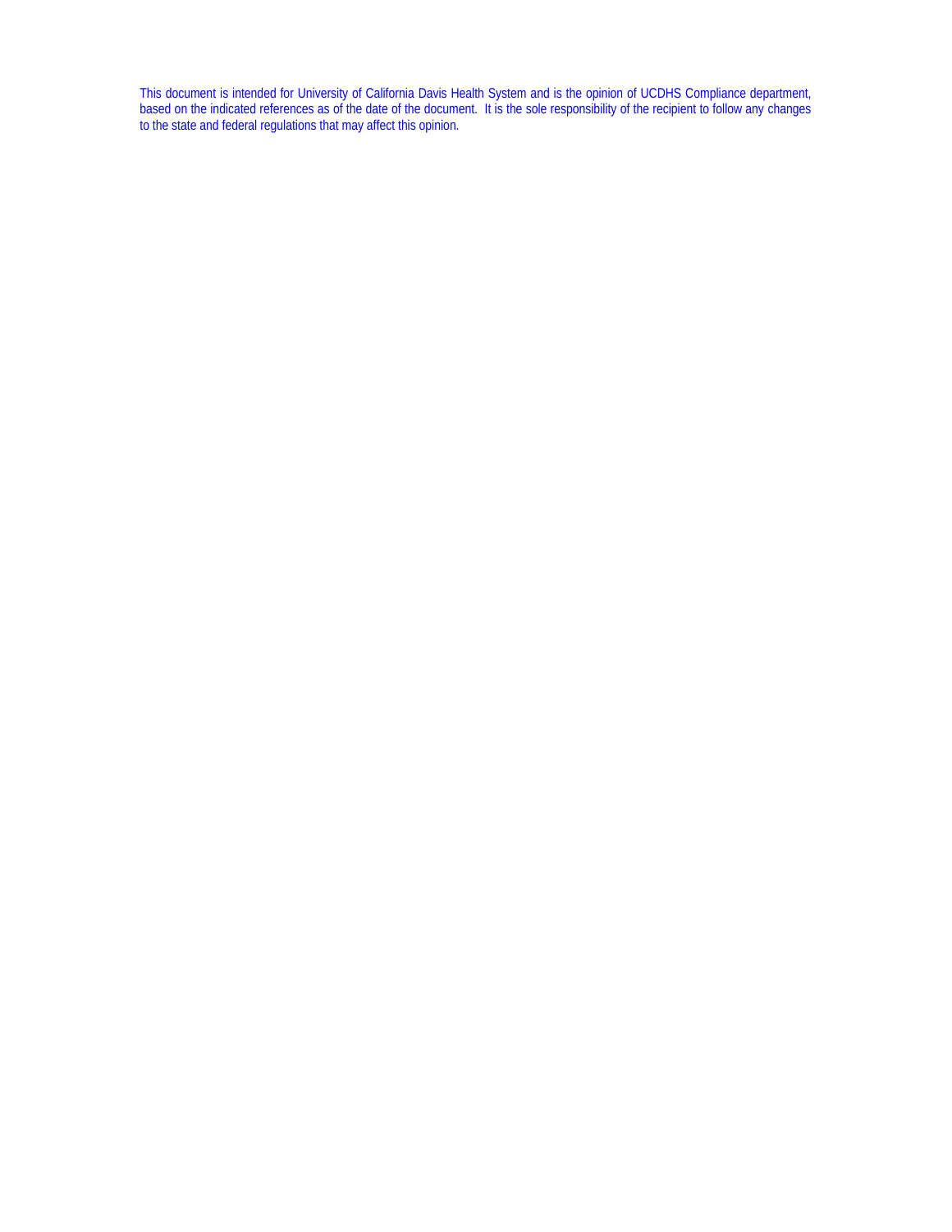This document is intended for University of California Davis Health System and is the opinion of UCDHS Compliance department, based on the indicated references as of the date of the document. It is the sole responsibility of the recipient to follow any changes to the state and federal regulations that may affect this opinion.